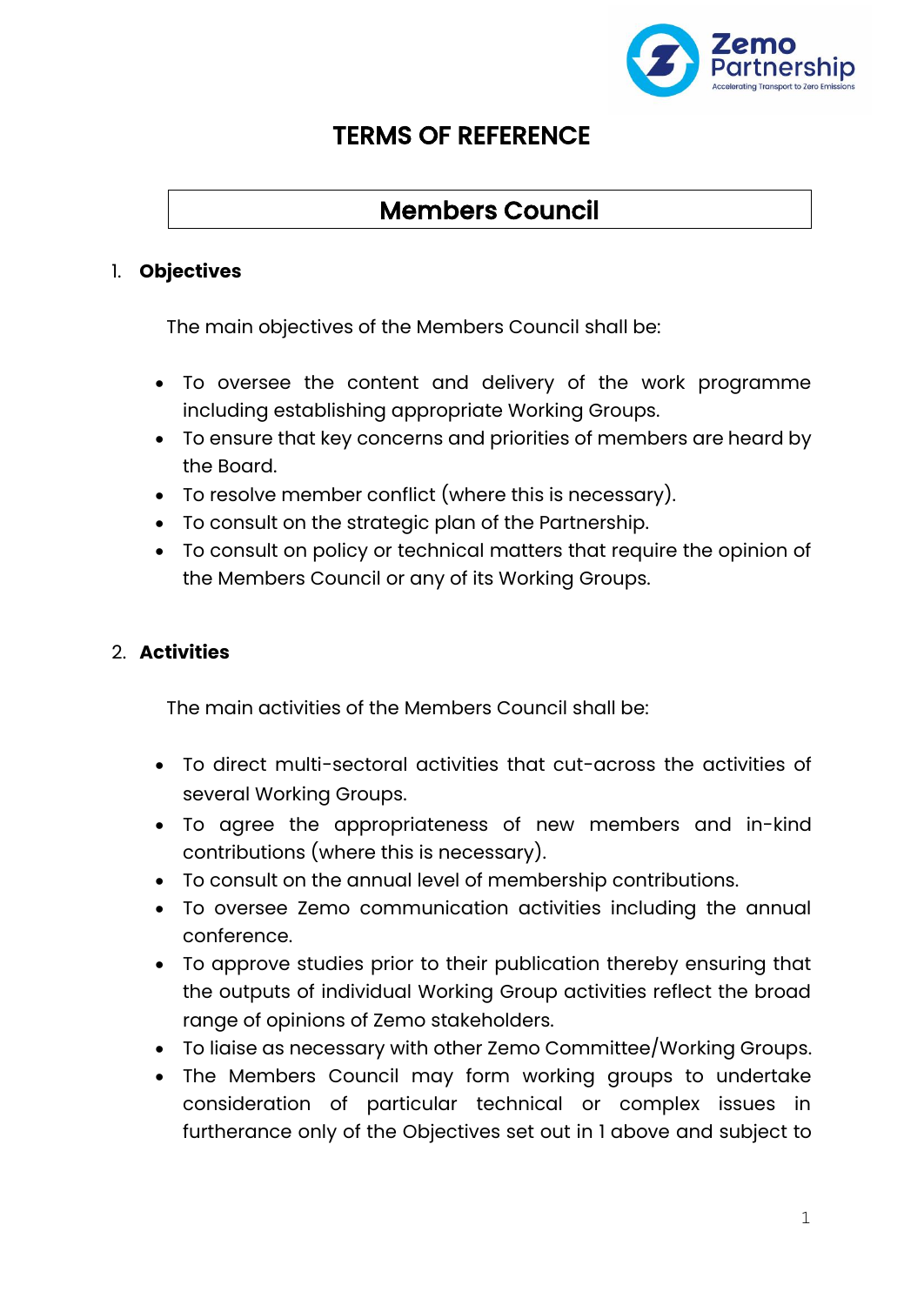# TERMS OF REFERENCE

## Members Council

1. **Objectives**

   The main objectives of the Members Council shall be:

   - To oversee the content and delivery of the work programme including establishing appropriate Working Groups.
   - To ensure that key concerns and priorities of members are heard by the Board.
   - To resolve member conflict (where this is necessary).
   - To consult on the strategic plan of the Partnership.
   - To consult on policy or technical matters that require the opinion of the Members Council or any of its Working Groups.

2. **Activities**

   The main activities of the Members Council shall be:

   - To direct multi-sectoral activities that cut-across the activities of several Working Groups.
   - To agree the appropriateness of new members and in-kind contributions (where this is necessary).
   - To consult on the annual level of membership contributions.
   - To oversee Zemo communication activities including the annual conference.
   - To approve studies prior to their publication thereby ensuring that the outputs of individual Working Group activities reflect the broad range of opinions of Zemo stakeholders.
   - To liaise as necessary with other Zemo Committee/Working Groups.
   - The Members Council may form working groups to undertake consideration of particular technical or complex issues in furtherance only of the Objectives set out in 1 above and subject to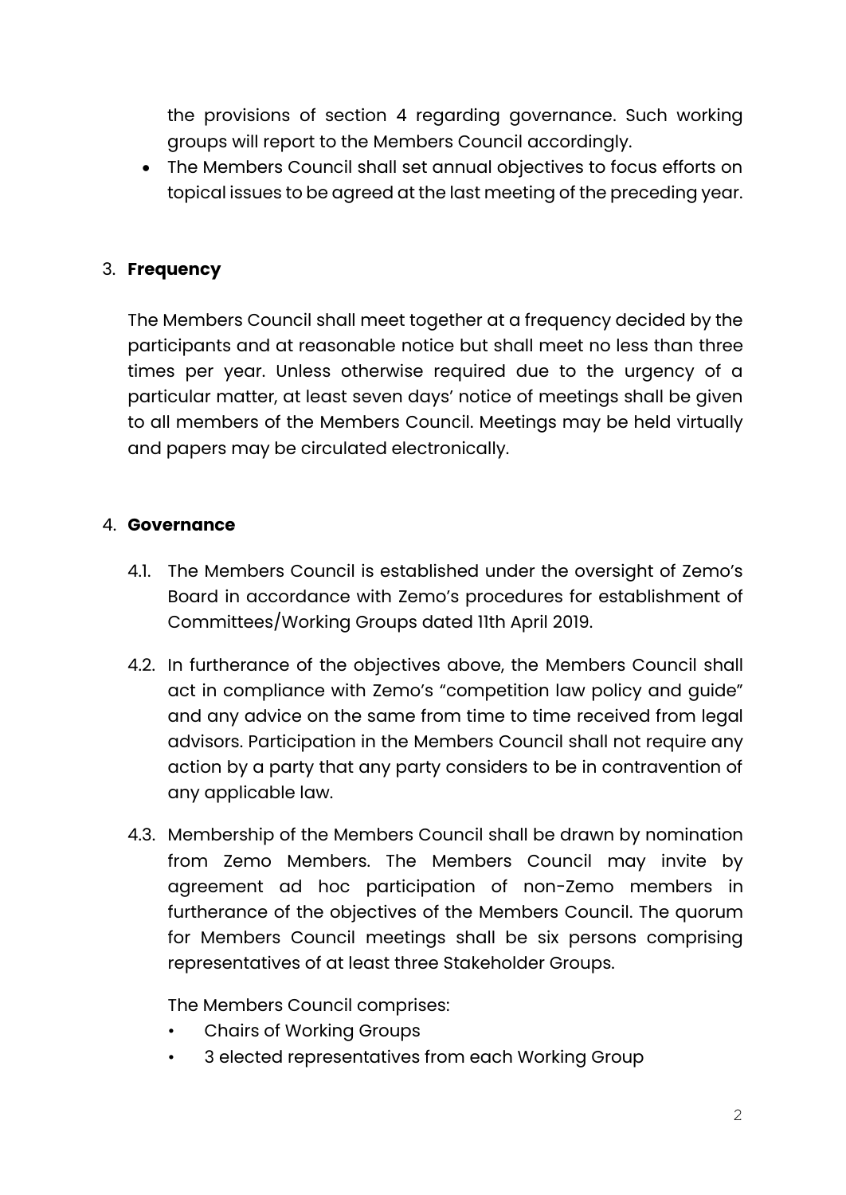the provisions of section 4 regarding governance. Such working groups will report to the Members Council accordingly.

- The Members Council shall set annual objectives to focus efforts on topical issues to be agreed at the last meeting of the preceding year.

3. **Frequency**

The Members Council shall meet together at a frequency decided by the participants and at reasonable notice but shall meet no less than three times per year. Unless otherwise required due to the urgency of a particular matter, at least seven days' notice of meetings shall be given to all members of the Members Council. Meetings may be held virtually and papers may be circulated electronically.

4. **Governance**

4.1. The Members Council is established under the oversight of Zemo's Board in accordance with Zemo's procedures for establishment of Committees/Working Groups dated 11th April 2019.

4.2. In furtherance of the objectives above, the Members Council shall act in compliance with Zemo's "competition law policy and guide" and any advice on the same from time to time received from legal advisors. Participation in the Members Council shall not require any action by a party that any party considers to be in contravention of any applicable law.

4.3. Membership of the Members Council shall be drawn by nomination from Zemo Members. The Members Council may invite by agreement ad hoc participation of non-Zemo members in furtherance of the objectives of the Members Council. The quorum for Members Council meetings shall be six persons comprising representatives of at least three Stakeholder Groups.

The Members Council comprises:

- Chairs of Working Groups
- 3 elected representatives from each Working Group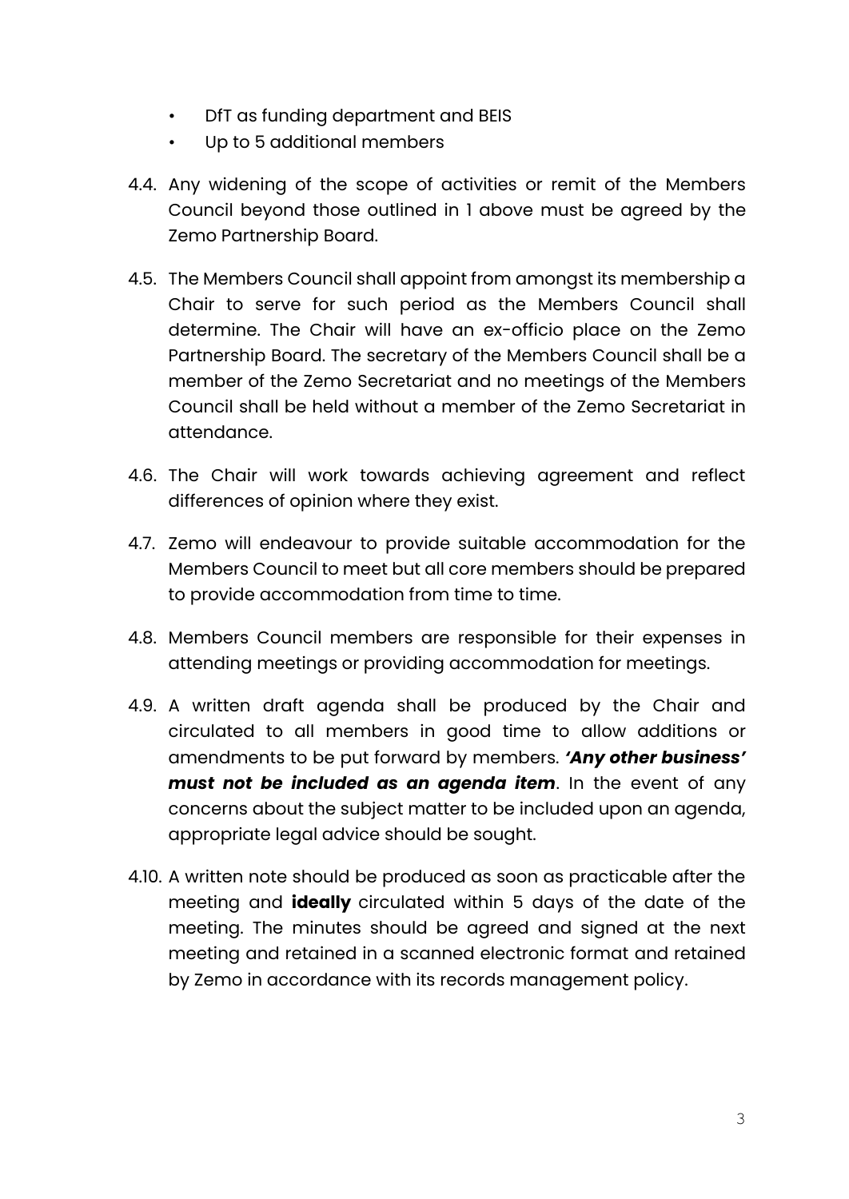- DfT as funding department and BEIS
- Up to 5 additional members

4.4. Any widening of the scope of activities or remit of the Members Council beyond those outlined in 1 above must be agreed by the Zemo Partnership Board.

4.5. The Members Council shall appoint from amongst its membership a Chair to serve for such period as the Members Council shall determine. The Chair will have an ex-officio place on the Zemo Partnership Board. The secretary of the Members Council shall be a member of the Zemo Secretariat and no meetings of the Members Council shall be held without a member of the Zemo Secretariat in attendance.

4.6. The Chair will work towards achieving agreement and reflect differences of opinion where they exist.

4.7. Zemo will endeavour to provide suitable accommodation for the Members Council to meet but all core members should be prepared to provide accommodation from time to time.

4.8. Members Council members are responsible for their expenses in attending meetings or providing accommodation for meetings.

4.9. A written draft agenda shall be produced by the Chair and circulated to all members in good time to allow additions or amendments to be put forward by members. ***'Any other business' must not be included as an agenda item***. In the event of any concerns about the subject matter to be included upon an agenda, appropriate legal advice should be sought.

4.10. A written note should be produced as soon as practicable after the meeting and **ideally** circulated within 5 days of the date of the meeting. The minutes should be agreed and signed at the next meeting and retained in a scanned electronic format and retained by Zemo in accordance with its records management policy.